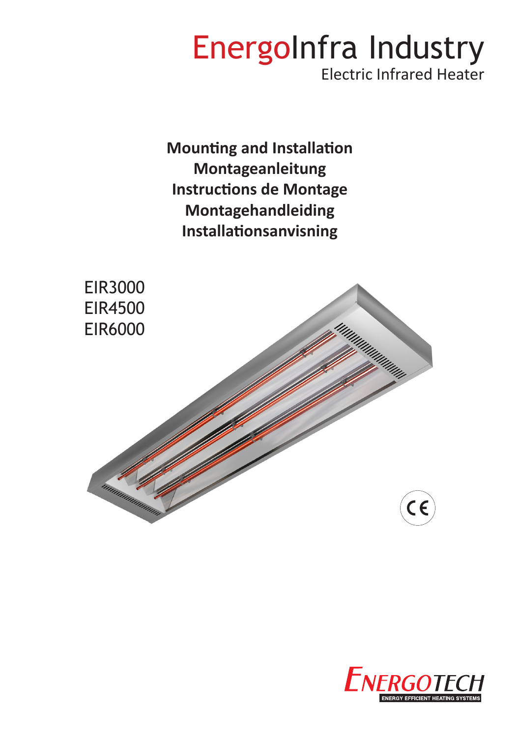# EnergoInfra Industry

Electric Infrared Heater

**Mounting and Installation**
**Montageanleitung**
**Instructions de Montage**
**Montagehandleiding**
**Installationsanvisning**

EIR3000
EIR4500
EIR6000

ENERGOTECH
ENERGY EFFICIENT HEATING SYSTEMS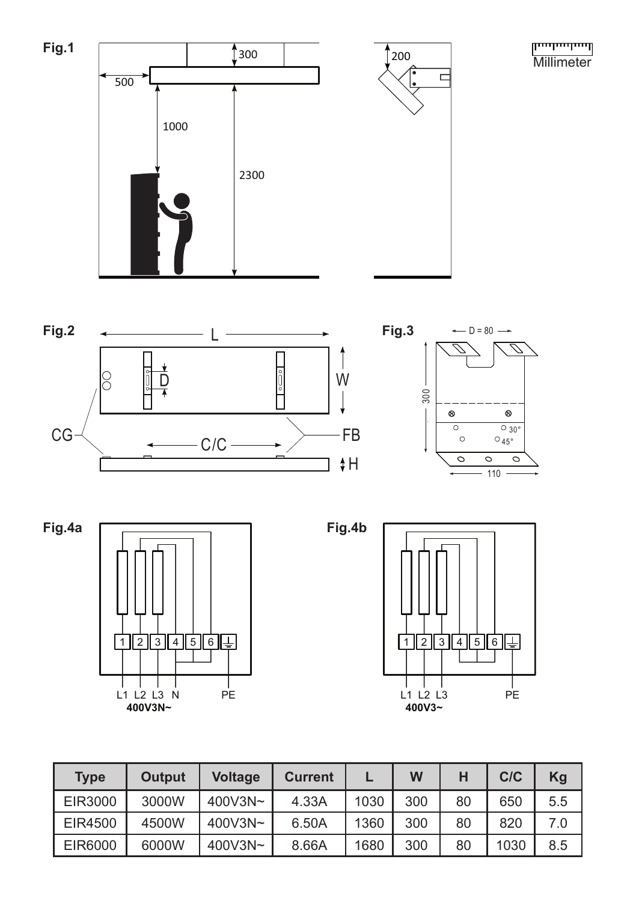Fig.1

300

200

Millimeter

500

1000

2300

Fig.2

L

D

W

CG

C/C

FB

H

Fig.3

D = 80

300

30°

45°

110

Fig.4a

1 2 3 4 5 6

L1 L2 L3 N PE

**400V3N~**

Fig.4b

1 2 3 4 5 6

L1 L2 L3 PE

**400V3~**

| Type | Output | Voltage | Current | L | W | H | C/C | Kg |
|---|---|---|---|---|---|---|---|---|
| EIR3000 | 3000W | 400V3N~ | 4.33A | 1030 | 300 | 80 | 650 | 5.5 |
| EIR4500 | 4500W | 400V3N~ | 6.50A | 1360 | 300 | 80 | 820 | 7.0 |
| EIR6000 | 6000W | 400V3N~ | 8.66A | 1680 | 300 | 80 | 1030 | 8.5 |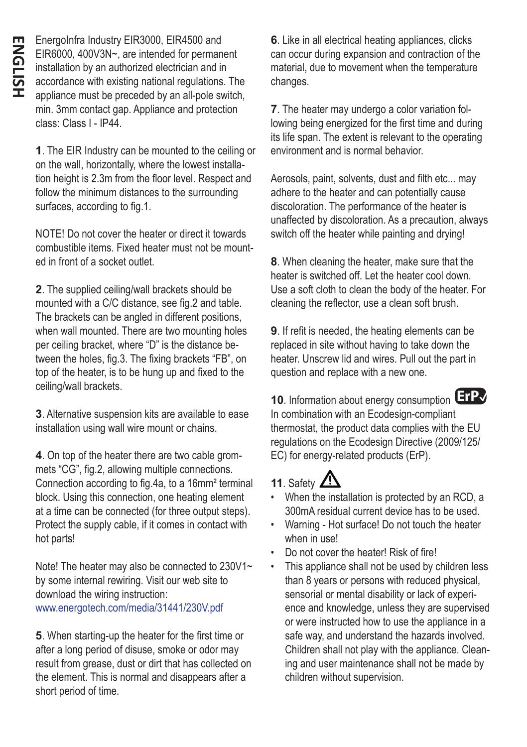ENGLISH

EnergoInfra Industry EIR3000, EIR4500 and EIR6000, 400V3N~, are intended for permanent installation by an authorized electrician and in accordance with existing national regulations. The appliance must be preceded by an all-pole switch, min. 3mm contact gap. Appliance and protection class: Class I - IP44.

**1**. The EIR Industry can be mounted to the ceiling or on the wall, horizontally, where the lowest installation height is 2.3m from the floor level. Respect and follow the minimum distances to the surrounding surfaces, according to fig.1.

NOTE! Do not cover the heater or direct it towards combustible items. Fixed heater must not be mounted in front of a socket outlet.

**2**. The supplied ceiling/wall brackets should be mounted with a C/C distance, see fig.2 and table. The brackets can be angled in different positions, when wall mounted. There are two mounting holes per ceiling bracket, where “D” is the distance between the holes, fig.3. The fixing brackets “FB”, on top of the heater, is to be hung up and fixed to the ceiling/wall brackets.

**3**. Alternative suspension kits are available to ease installation using wall wire mount or chains.

**4**. On top of the heater there are two cable grommets “CG”, fig.2, allowing multiple connections. Connection according to fig.4a, to a 16mm² terminal block. Using this connection, one heating element at a time can be connected (for three output steps). Protect the supply cable, if it comes in contact with hot parts!

Note! The heater may also be connected to 230V1~ by some internal rewiring. Visit our web site to download the wiring instruction:
www.energotech.com/media/31441/230V.pdf

**5**. When starting-up the heater for the first time or after a long period of disuse, smoke or odor may result from grease, dust or dirt that has collected on the element. This is normal and disappears after a short period of time.

**6**. Like in all electrical heating appliances, clicks can occur during expansion and contraction of the material, due to movement when the temperature changes.

**7**. The heater may undergo a color variation following being energized for the first time and during its life span. The extent is relevant to the operating environment and is normal behavior.

Aerosols, paint, solvents, dust and filth etc... may adhere to the heater and can potentially cause discoloration. The performance of the heater is unaffected by discoloration. As a precaution, always switch off the heater while painting and drying!

**8**. When cleaning the heater, make sure that the heater is switched off. Let the heater cool down. Use a soft cloth to clean the body of the heater. For cleaning the reflector, use a clean soft brush.

**9**. If refit is needed, the heating elements can be replaced in site without having to take down the heater. Unscrew lid and wires. Pull out the part in question and replace with a new one.

**10**. Information about energy consumption ErP
In combination with an Ecodesign-compliant thermostat, the product data complies with the EU regulations on the Ecodesign Directive (2009/125/EC) for energy-related products (ErP).

**11**. Safety ⚠

- When the installation is protected by an RCD, a 300mA residual current device has to be used.
- Warning - Hot surface! Do not touch the heater when in use!
- Do not cover the heater! Risk of fire!
- This appliance shall not be used by children less than 8 years or persons with reduced physical, sensorial or mental disability or lack of experience and knowledge, unless they are supervised or were instructed how to use the appliance in a safe way, and understand the hazards involved. Children shall not play with the appliance. Cleaning and user maintenance shall not be made by children without supervision.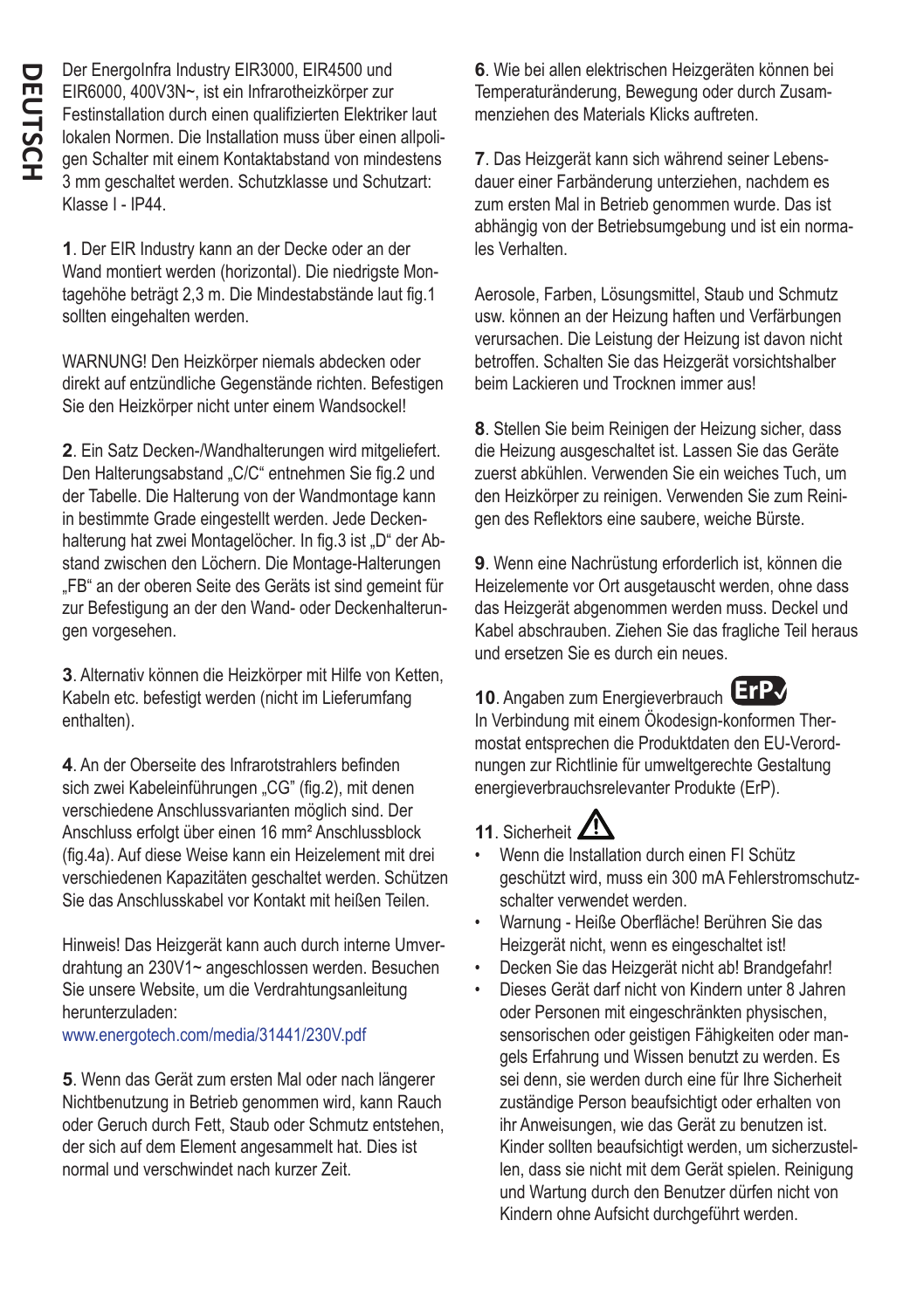# DEUTSCH

Der EnergoInfra Industry EIR3000, EIR4500 und EIR6000, 400V3N~, ist ein Infrarotheizkörper zur Festinstallation durch einen qualifizierten Elektriker laut lokalen Normen. Die Installation muss über einen allpoligen Schalter mit einem Kontaktabstand von mindestens 3 mm geschaltet werden. Schutzklasse und Schutzart: Klasse I - IP44.

**1**. Der EIR Industry kann an der Decke oder an der Wand montiert werden (horizontal). Die niedrigste Montagehöhe beträgt 2,3 m. Die Mindestabstände laut fig.1 sollten eingehalten werden.

WARNUNG! Den Heizkörper niemals abdecken oder direkt auf entzündliche Gegenstände richten. Befestigen Sie den Heizkörper nicht unter einem Wandsockel!

**2**. Ein Satz Decken-/Wandhalterungen wird mitgeliefert. Den Halterungsabstand „C/C" entnehmen Sie fig.2 und der Tabelle. Die Halterung von der Wandmontage kann in bestimmte Grade eingestellt werden. Jede Deckenhalterung hat zwei Montagelöcher. In fig.3 ist „D" der Abstand zwischen den Löchern. Die Montage-Halterungen „FB" an der oberen Seite des Geräts ist sind gemeint für zur Befestigung an der den Wand- oder Deckenhalterungen vorgesehen.

**3**. Alternativ können die Heizkörper mit Hilfe von Ketten, Kabeln etc. befestigt werden (nicht im Lieferumfang enthalten).

**4**. An der Oberseite des Infrarotstrahlers befinden sich zwei Kabeleinführungen „CG" (fig.2), mit denen verschiedene Anschlussvarianten möglich sind. Der Anschluss erfolgt über einen 16 mm² Anschlussblock (fig.4a). Auf diese Weise kann ein Heizelement mit drei verschiedenen Kapazitäten geschaltet werden. Schützen Sie das Anschlusskabel vor Kontakt mit heißen Teilen.

Hinweis! Das Heizgerät kann auch durch interne Umverdrahtung an 230V1~ angeschlossen werden. Besuchen Sie unsere Website, um die Verdrahtungsanleitung herunterzuladen:
www.energotech.com/media/31441/230V.pdf

**5**. Wenn das Gerät zum ersten Mal oder nach längerer Nichtbenutzung in Betrieb genommen wird, kann Rauch oder Geruch durch Fett, Staub oder Schmutz entstehen, der sich auf dem Element angesammelt hat. Dies ist normal und verschwindet nach kurzer Zeit.

**6**. Wie bei allen elektrischen Heizgeräten können bei Temperaturänderung, Bewegung oder durch Zusammenziehen des Materials Klicks auftreten.

**7**. Das Heizgerät kann sich während seiner Lebensdauer einer Farbänderung unterziehen, nachdem es zum ersten Mal in Betrieb genommen wurde. Das ist abhängig von der Betriebsumgebung und ist ein normales Verhalten.

Aerosole, Farben, Lösungsmittel, Staub und Schmutz usw. können an der Heizung haften und Verfärbungen verursachen. Die Leistung der Heizung ist davon nicht betroffen. Schalten Sie das Heizgerät vorsichtshalber beim Lackieren und Trocknen immer aus!

**8**. Stellen Sie beim Reinigen der Heizung sicher, dass die Heizung ausgeschaltet ist. Lassen Sie das Geräte zuerst abkühlen. Verwenden Sie ein weiches Tuch, um den Heizkörper zu reinigen. Verwenden Sie zum Reinigen des Reflektors eine saubere, weiche Bürste.

**9**. Wenn eine Nachrüstung erforderlich ist, können die Heizelemente vor Ort ausgetauscht werden, ohne dass das Heizgerät abgenommen werden muss. Deckel und Kabel abschrauben. Ziehen Sie das fragliche Teil heraus und ersetzen Sie es durch ein neues.

**10**. Angaben zum Energieverbrauch ErP
In Verbindung mit einem Ökodesign-konformen Thermostat entsprechen die Produktdaten den EU-Verordnungen zur Richtlinie für umweltgerechte Gestaltung energieverbrauchsrelevanter Produkte (ErP).

**11**. Sicherheit

- Wenn die Installation durch einen FI Schütz geschützt wird, muss ein 300 mA Fehlerstromschutzschalter verwendet werden.
- Warnung - Heiße Oberfläche! Berühren Sie das Heizgerät nicht, wenn es eingeschaltet ist!
- Decken Sie das Heizgerät nicht ab! Brandgefahr!
- Dieses Gerät darf nicht von Kindern unter 8 Jahren oder Personen mit eingeschränkten physischen, sensorischen oder geistigen Fähigkeiten oder mangels Erfahrung und Wissen benutzt zu werden. Es sei denn, sie werden durch eine für Ihre Sicherheit zuständige Person beaufsichtigt oder erhalten von ihr Anweisungen, wie das Gerät zu benutzen ist. Kinder sollten beaufsichtigt werden, um sicherzustellen, dass sie nicht mit dem Gerät spielen. Reinigung und Wartung durch den Benutzer dürfen nicht von Kindern ohne Aufsicht durchgeführt werden.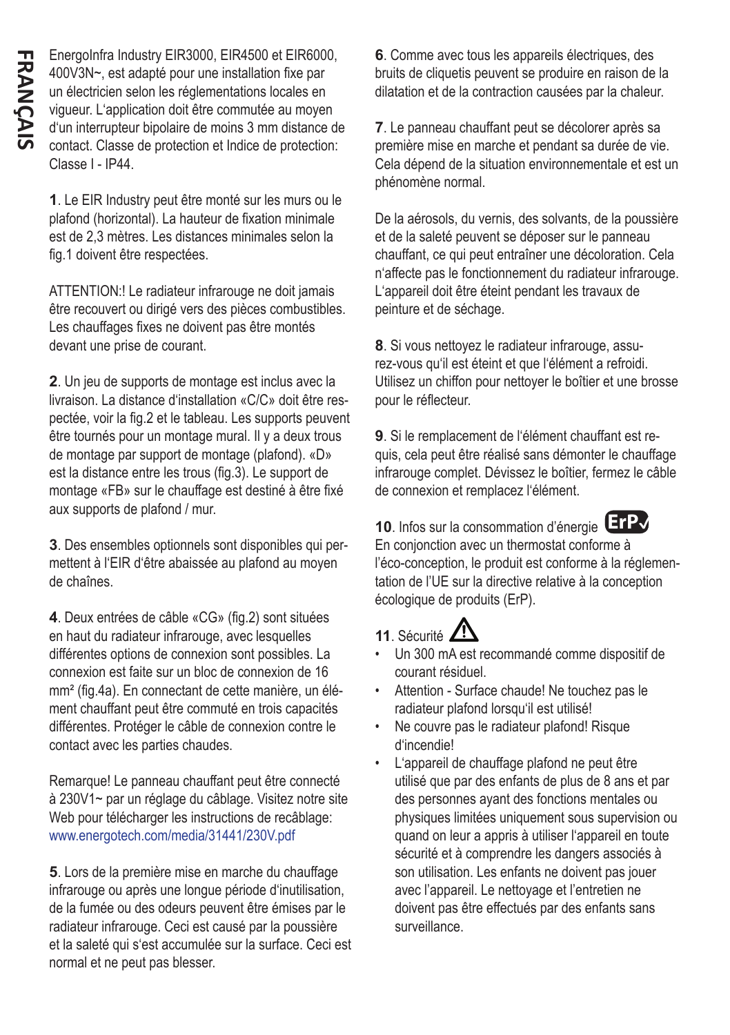EnergoInfra Industry EIR3000, EIR4500 et EIR6000, 400V3N~, est adapté pour une installation fixe par un électricien selon les réglementations locales en vigueur. L'application doit être commutée au moyen d'un interrupteur bipolaire de moins 3 mm distance de contact. Classe de protection et Indice de protection: Classe I - IP44.

**1**. Le EIR Industry peut être monté sur les murs ou le plafond (horizontal). La hauteur de fixation minimale est de 2,3 mètres. Les distances minimales selon la fig.1 doivent être respectées.

ATTENTION:! Le radiateur infrarouge ne doit jamais être recouvert ou dirigé vers des pièces combustibles. Les chauffages fixes ne doivent pas être montés devant une prise de courant.

**2**. Un jeu de supports de montage est inclus avec la livraison. La distance d'installation «C/C» doit être respectée, voir la fig.2 et le tableau. Les supports peuvent être tournés pour un montage mural. Il y a deux trous de montage par support de montage (plafond). «D» est la distance entre les trous (fig.3). Le support de montage «FB» sur le chauffage est destiné à être fixé aux supports de plafond / mur.

**3**. Des ensembles optionnels sont disponibles qui permettent à l'EIR d'être abaissée au plafond au moyen de chaînes.

**4**. Deux entrées de câble «CG» (fig.2) sont situées en haut du radiateur infrarouge, avec lesquelles différentes options de connexion sont possibles. La connexion est faite sur un bloc de connexion de 16 mm² (fig.4a). En connectant de cette manière, un élément chauffant peut être commuté en trois capacités différentes. Protéger le câble de connexion contre le contact avec les parties chaudes.

Remarque! Le panneau chauffant peut être connecté à 230V1~ par un réglage du câblage. Visitez notre site Web pour télécharger les instructions de recâblage: www.energotech.com/media/31441/230V.pdf

**5**. Lors de la première mise en marche du chauffage infrarouge ou après une longue période d'inutilisation, de la fumée ou des odeurs peuvent être émises par le radiateur infrarouge. Ceci est causé par la poussière et la saleté qui s'est accumulée sur la surface. Ceci est normal et ne peut pas blesser.

**6**. Comme avec tous les appareils électriques, des bruits de cliquetis peuvent se produire en raison de la dilatation et de la contraction causées par la chaleur.

**7**. Le panneau chauffant peut se décolorer après sa première mise en marche et pendant sa durée de vie. Cela dépend de la situation environnementale et est un phénomène normal.

De la aérosols, du vernis, des solvants, de la poussière et de la saleté peuvent se déposer sur le panneau chauffant, ce qui peut entraîner une décoloration. Cela n'affecte pas le fonctionnement du radiateur infrarouge. L'appareil doit être éteint pendant les travaux de peinture et de séchage.

**8**. Si vous nettoyez le radiateur infrarouge, assurez-vous qu'il est éteint et que l'élément a refroidi. Utilisez un chiffon pour nettoyer le boîtier et une brosse pour le réflecteur.

**9**. Si le remplacement de l'élément chauffant est requis, cela peut être réalisé sans démonter le chauffage infrarouge complet. Dévissez le boîtier, fermez le câble de connexion et remplacez l'élément.

**10**. Infos sur la consommation d'énergie ErP
En conjonction avec un thermostat conforme à l'éco-conception, le produit est conforme à la réglementation de l'UE sur la directive relative à la conception écologique de produits (ErP).

**11**. Sécurité ⚠

- Un 300 mA est recommandé comme dispositif de courant résiduel.
- Attention - Surface chaude! Ne touchez pas le radiateur plafond lorsqu'il est utilisé!
- Ne couvre pas le radiateur plafond! Risque d'incendie!
- L'appareil de chauffage plafond ne peut être utilisé que par des enfants de plus de 8 ans et par des personnes ayant des fonctions mentales ou physiques limitées uniquement sous supervision ou quand on leur a appris à utiliser l'appareil en toute sécurité et à comprendre les dangers associés à son utilisation. Les enfants ne doivent pas jouer avec l'appareil. Le nettoyage et l'entretien ne doivent pas être effectués par des enfants sans surveillance.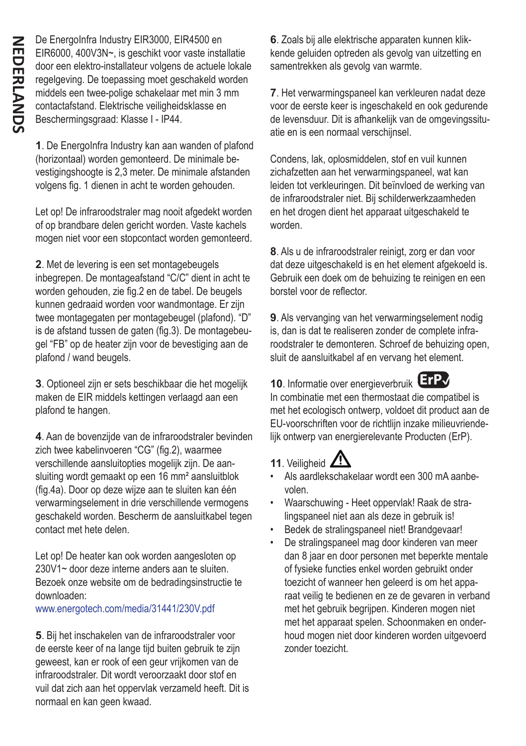# NEDERLANDS

De EnergoInfra Industry EIR3000, EIR4500 en EIR6000, 400V3N~, is geschikt voor vaste installatie door een elektro-installateur volgens de actuele lokale regelgeving. De toepassing moet geschakeld worden middels een twee-polige schakelaar met min 3 mm contactafstand. Elektrische veiligheidsklasse en Beschermingsgraad: Klasse I - IP44.

**1**. De EnergoInfra Industry kan aan wanden of plafond (horizontaal) worden gemonteerd. De minimale bevestigingshoogte is 2,3 meter. De minimale afstanden volgens fig. 1 dienen in acht te worden gehouden.

Let op! De infraroodstraler mag nooit afgedekt worden of op brandbare delen gericht worden. Vaste kachels mogen niet voor een stopcontact worden gemonteerd.

**2**. Met de levering is een set montagebeugels inbegrepen. De montageafstand "C/C" dient in acht te worden gehouden, zie fig.2 en de tabel. De beugels kunnen gedraaid worden voor wandmontage. Er zijn twee montagegaten per montagebeugel (plafond). "D" is de afstand tussen de gaten (fig.3). De montagebeugel "FB" op de heater zijn voor de bevestiging aan de plafond / wand beugels.

**3**. Optioneel zijn er sets beschikbaar die het mogelijk maken de EIR middels kettingen verlaagd aan een plafond te hangen.

**4**. Aan de bovenzijde van de infraroodstraler bevinden zich twee kabelinvoeren "CG" (fig.2), waarmee verschillende aansluitopties mogelijk zijn. De aansluiting wordt gemaakt op een 16 mm² aansluitblok (fig.4a). Door op deze wijze aan te sluiten kan één verwarmingselement in drie verschillende vermogens geschakeld worden. Bescherm de aansluitkabel tegen contact met hete delen.

Let op! De heater kan ook worden aangesloten op 230V1~ door deze interne anders aan te sluiten. Bezoek onze website om de bedradingsinstructie te downloaden:
www.energotech.com/media/31441/230V.pdf

**5**. Bij het inschakelen van de infraroodstraler voor de eerste keer of na lange tijd buiten gebruik te zijn geweest, kan er rook of een geur vrijkomen van de infraroodstraler. Dit wordt veroorzaakt door stof en vuil dat zich aan het oppervlak verzameld heeft. Dit is normaal en kan geen kwaad.

**6**. Zoals bij alle elektrische apparaten kunnen klikkende geluiden optreden als gevolg van uitzetting en samentrekken als gevolg van warmte.

**7**. Het verwarmingspaneel kan verkleuren nadat deze voor de eerste keer is ingeschakeld en ook gedurende de levensduur. Dit is afhankelijk van de omgevingssituatie en is een normaal verschijnsel.

Condens, lak, oplosmiddelen, stof en vuil kunnen zichafzetten aan het verwarmingspaneel, wat kan leiden tot verkleuringen. Dit beïnvloed de werking van de infraroodstraler niet. Bij schilderwerkzaamheden en het drogen dient het apparaat uitgeschakeld te worden.

**8**. Als u de infraroodstraler reinigt, zorg er dan voor dat deze uitgeschakeld is en het element afgekoeld is. Gebruik een doek om de behuizing te reinigen en een borstel voor de reflector.

**9**. Als vervanging van het verwarmingselement nodig is, dan is dat te realiseren zonder de complete infraroodstraler te demonteren. Schroef de behuizing open, sluit de aansluitkabel af en vervang het element.

**10**. Informatie over energieverbruik ErP
In combinatie met een thermostaat die compatibel is met het ecologisch ontwerp, voldoet dit product aan de EU-voorschriften voor de richtlijn inzake milieuvriendelijk ontwerp van energierelevante Producten (ErP).

**11**. Veiligheid ⚠

- Als aardlekschakelaar wordt een 300 mA aanbevolen.
- Waarschuwing - Heet oppervlak! Raak de stralingspaneel niet aan als deze in gebruik is!
- Bedek de stralingspaneel niet! Brandgevaar!
- De stralingspaneel mag door kinderen van meer dan 8 jaar en door personen met beperkte mentale of fysieke functies enkel worden gebruikt onder toezicht of wanneer hen geleerd is om het apparaat veilig te bedienen en ze de gevaren in verband met het gebruik begrijpen. Kinderen mogen niet met het apparaat spelen. Schoonmaken en onderhoud mogen niet door kinderen worden uitgevoerd zonder toezicht.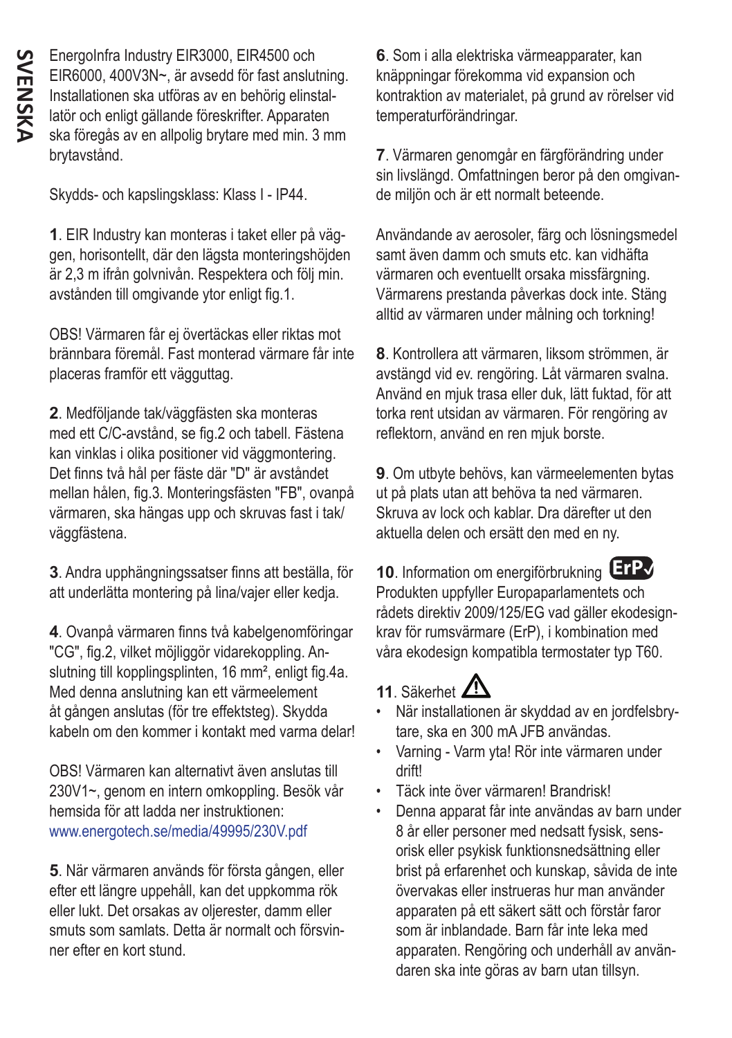# SVENSKA

EnergoInfra Industry EIR3000, EIR4500 och EIR6000, 400V3N~, är avsedd för fast anslutning. Installationen ska utföras av en behörig elinstallatör och enligt gällande föreskrifter. Apparaten ska föregås av en allpolig brytare med min. 3 mm brytavstånd.

Skydds- och kapslingsklass: Klass I - IP44.

**1**. EIR Industry kan monteras i taket eller på väggen, horisontellt, där den lägsta monteringshöjden är 2,3 m ifrån golvnivån. Respektera och följ min. avstånden till omgivande ytor enligt fig.1.

OBS! Värmaren får ej övertäckas eller riktas mot brännbara föremål. Fast monterad värmare får inte placeras framför ett vägguttag.

**2**. Medföljande tak/väggfästen ska monteras med ett C/C-avstånd, se fig.2 och tabell. Fästena kan vinklas i olika positioner vid väggmontering. Det finns två hål per fäste där "D" är avståndet mellan hålen, fig.3. Monteringsfästen "FB", ovanpå värmaren, ska hängas upp och skruvas fast i tak/väggfästena.

**3**. Andra upphängningssatser finns att beställa, för att underlätta montering på lina/vajer eller kedja.

**4**. Ovanpå värmaren finns två kabelgenomföringar "CG", fig.2, vilket möjliggör vidarekoppling. Anslutning till kopplingsplinten, 16 mm², enligt fig.4a. Med denna anslutning kan ett värmeelement åt gången anslutas (för tre effektsteg). Skydda kabeln om den kommer i kontakt med varma delar!

OBS! Värmaren kan alternativt även anslutas till 230V1~, genom en intern omkoppling. Besök vår hemsida för att ladda ner instruktionen: www.energotech.se/media/49995/230V.pdf

**5**. När värmaren används för första gången, eller efter ett längre uppehåll, kan det uppkomma rök eller lukt. Det orsakas av oljerester, damm eller smuts som samlats. Detta är normalt och försvinner efter en kort stund.

**6**. Som i alla elektriska värmeapparater, kan knäppningar förekomma vid expansion och kontraktion av materialet, på grund av rörelser vid temperaturförändringar.

**7**. Värmaren genomgår en färgförändring under sin livslängd. Omfattningen beror på den omgivande miljön och är ett normalt beteende.

Användande av aerosoler, färg och lösningsmedel samt även damm och smuts etc. kan vidhäfta värmaren och eventuellt orsaka missfärgning. Värmarens prestanda påverkas dock inte. Stäng alltid av värmaren under målning och torkning!

**8**. Kontrollera att värmaren, liksom strömmen, är avstängd vid ev. rengöring. Låt värmaren svalna. Använd en mjuk trasa eller duk, lätt fuktad, för att torka rent utsidan av värmaren. För rengöring av reflektorn, använd en ren mjuk borste.

**9**. Om utbyte behövs, kan värmeelementen bytas ut på plats utan att behöva ta ned värmaren. Skruva av lock och kablar. Dra därefter ut den aktuella delen och ersätt den med en ny.

**10**. Information om energiförbrukning ErP
Produkten uppfyller Europaparlamentets och rådets direktiv 2009/125/EG vad gäller ekodesignkrav för rumsvärmare (ErP), i kombination med våra ekodesign kompatibla termostater typ T60.

**11**. Säkerhet ⚠

- När installationen är skyddad av en jordfelsbrytare, ska en 300 mA JFB användas.
- Varning - Varm yta! Rör inte värmaren under drift!
- Täck inte över värmaren! Brandrisk!
- Denna apparat får inte användas av barn under 8 år eller personer med nedsatt fysisk, sensorisk eller psykisk funktionsnedsättning eller brist på erfarenhet och kunskap, såvida de inte övervakas eller instrueras hur man använder apparaten på ett säkert sätt och förstår faror som är inblandade. Barn får inte leka med apparaten. Rengöring och underhåll av användaren ska inte göras av barn utan tillsyn.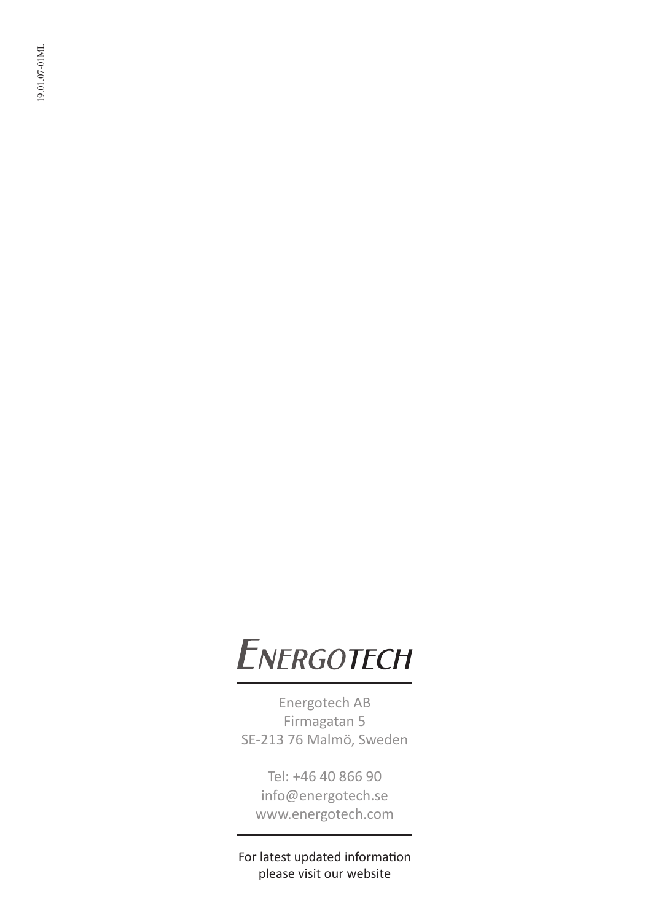# ENERGOTECH

Energotech AB
Firmagatan 5
SE-213 76 Malmö, Sweden

Tel: +46 40 866 90
info@energotech.se
www.energotech.com

For latest updated information
please visit our website

19.01.07-01ML